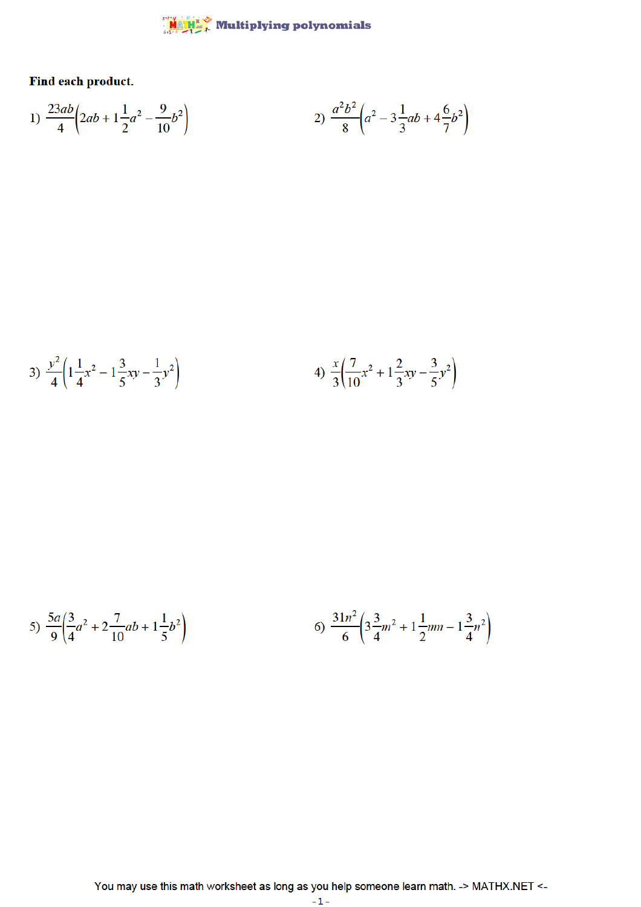# Multiplying polynomials

**Find each product.**

1) $\frac{23ab}{4}\left(2ab + 1\frac{1}{2}a^2 - \frac{9}{10}b^2\right)$

2) $\frac{a^2b^2}{8}\left(a^2 - 3\frac{1}{3}ab + 4\frac{6}{7}b^2\right)$

3) $\frac{y^2}{4}\left(1\frac{1}{4}x^2 - 1\frac{3}{5}xy - \frac{1}{3}y^2\right)$

4) $\frac{x}{3}\left(\frac{7}{10}x^2 + 1\frac{2}{3}xy - \frac{3}{5}y^2\right)$

5) $\frac{5a}{9}\left(\frac{3}{4}a^2 + 2\frac{7}{10}ab + 1\frac{1}{5}b^2\right)$

6) $\frac{31n^2}{6}\left(3\frac{3}{4}m^2 + 1\frac{1}{2}mn - 1\frac{3}{4}n^2\right)$

You may use this math worksheet as long as you help someone learn math. -> MATHX.NET <-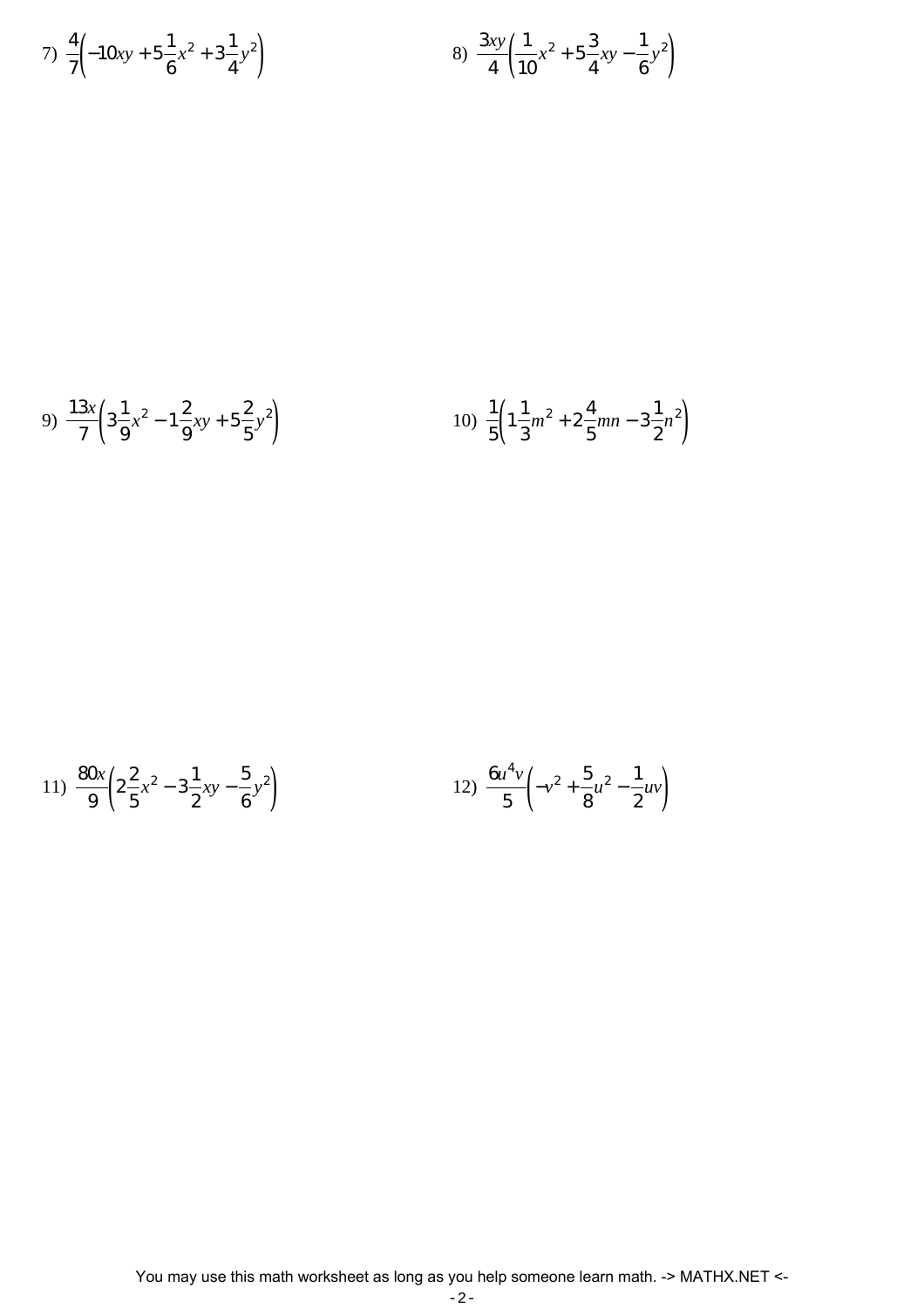7) $\frac{4}{7}\left(-10xy + 5\frac{1}{6}x^2 + 3\frac{1}{4}y^2\right)$

8) $\frac{3xy}{4}\left(\frac{1}{10}x^2 + 5\frac{3}{4}xy - \frac{1}{6}y^2\right)$

9) $\frac{13x}{7}\left(3\frac{1}{9}x^2 - 1\frac{2}{9}xy + 5\frac{2}{5}y^2\right)$

10) $\frac{1}{5}\left(1\frac{1}{3}m^2 + 2\frac{4}{5}mn - 3\frac{1}{2}n^2\right)$

11) $\frac{80x}{9}\left(2\frac{2}{5}x^2 - 3\frac{1}{2}xy - \frac{5}{6}y^2\right)$

12) $\frac{6u^4v}{5}\left(-v^2 + \frac{5}{8}u^2 - \frac{1}{2}uv\right)$

You may use this math worksheet as long as you help someone learn math. -> MATHX.NET <-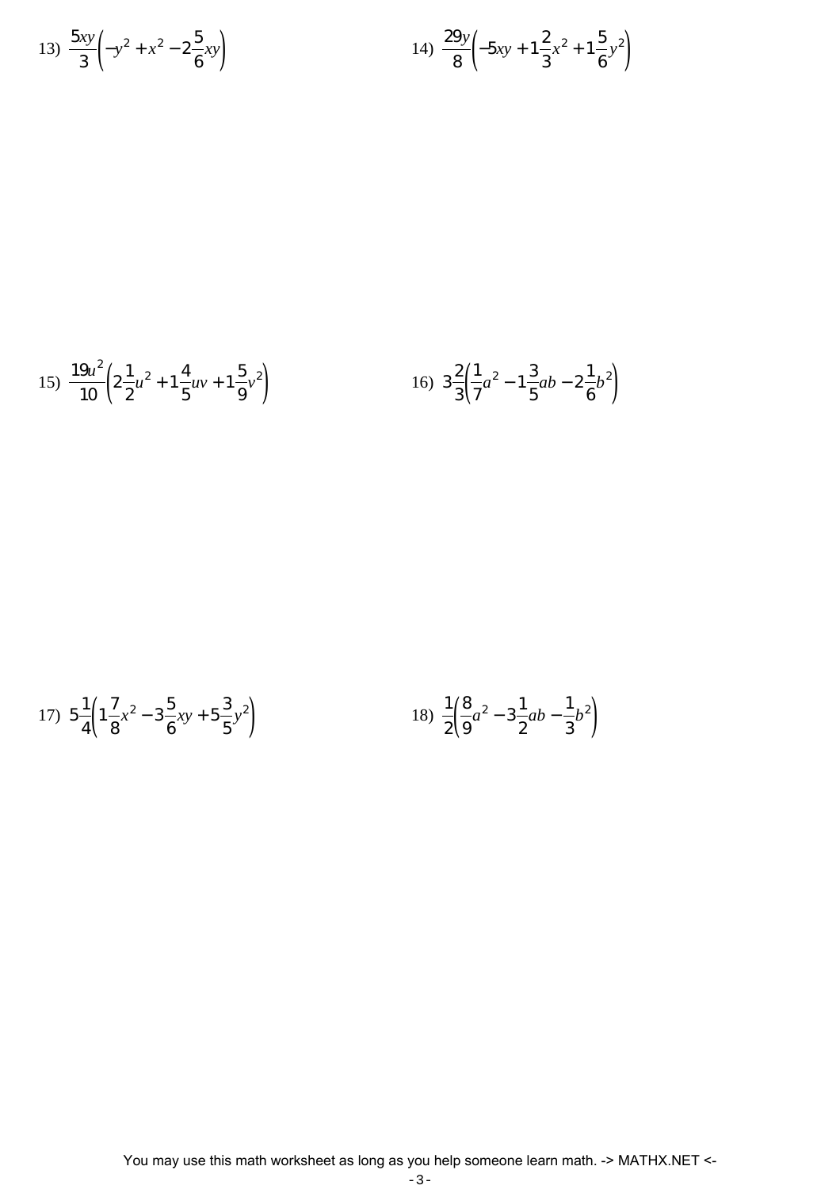13) $\dfrac{5xy}{3}\left(-y^2 + x^2 - 2\dfrac{5}{6}xy\right)$

14) $\dfrac{29y}{8}\left(-5xy + 1\dfrac{2}{3}x^2 + 1\dfrac{5}{6}y^2\right)$

15) $\dfrac{19u^2}{10}\left(2\dfrac{1}{2}u^2 + 1\dfrac{4}{5}uv + 1\dfrac{5}{9}v^2\right)$

16) $3\dfrac{2}{3}\left(\dfrac{1}{7}a^2 - 1\dfrac{3}{5}ab - 2\dfrac{1}{6}b^2\right)$

17) $5\dfrac{1}{4}\left(1\dfrac{7}{8}x^2 - 3\dfrac{5}{6}xy + 5\dfrac{3}{5}y^2\right)$

18) $\dfrac{1}{2}\left(\dfrac{8}{9}a^2 - 3\dfrac{1}{2}ab - \dfrac{1}{3}b^2\right)$

You may use this math worksheet as long as you help someone learn math. -> MATHX.NET <-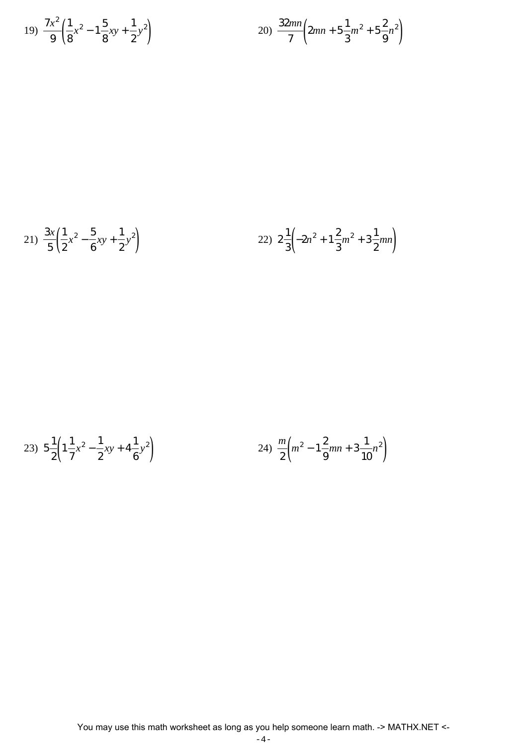19) $\frac{7x^2}{9}\left(\frac{1}{8}x^2 - 1\frac{5}{8}xy + \frac{1}{2}y^2\right)$

20) $\frac{32mn}{7}\left(2mn + 5\frac{1}{3}m^2 + 5\frac{2}{9}n^2\right)$

21) $\frac{3x}{5}\left(\frac{1}{2}x^2 - \frac{5}{6}xy + \frac{1}{2}y^2\right)$

22) $2\frac{1}{3}\left(-2n^2 + 1\frac{2}{3}m^2 + 3\frac{1}{2}mn\right)$

23) $5\frac{1}{2}\left(1\frac{1}{7}x^2 - \frac{1}{2}xy + 4\frac{1}{6}y^2\right)$

24) $\frac{m}{2}\left(m^2 - 1\frac{2}{9}mn + 3\frac{1}{10}n^2\right)$

You may use this math worksheet as long as you help someone learn math. -> MATHX.NET <-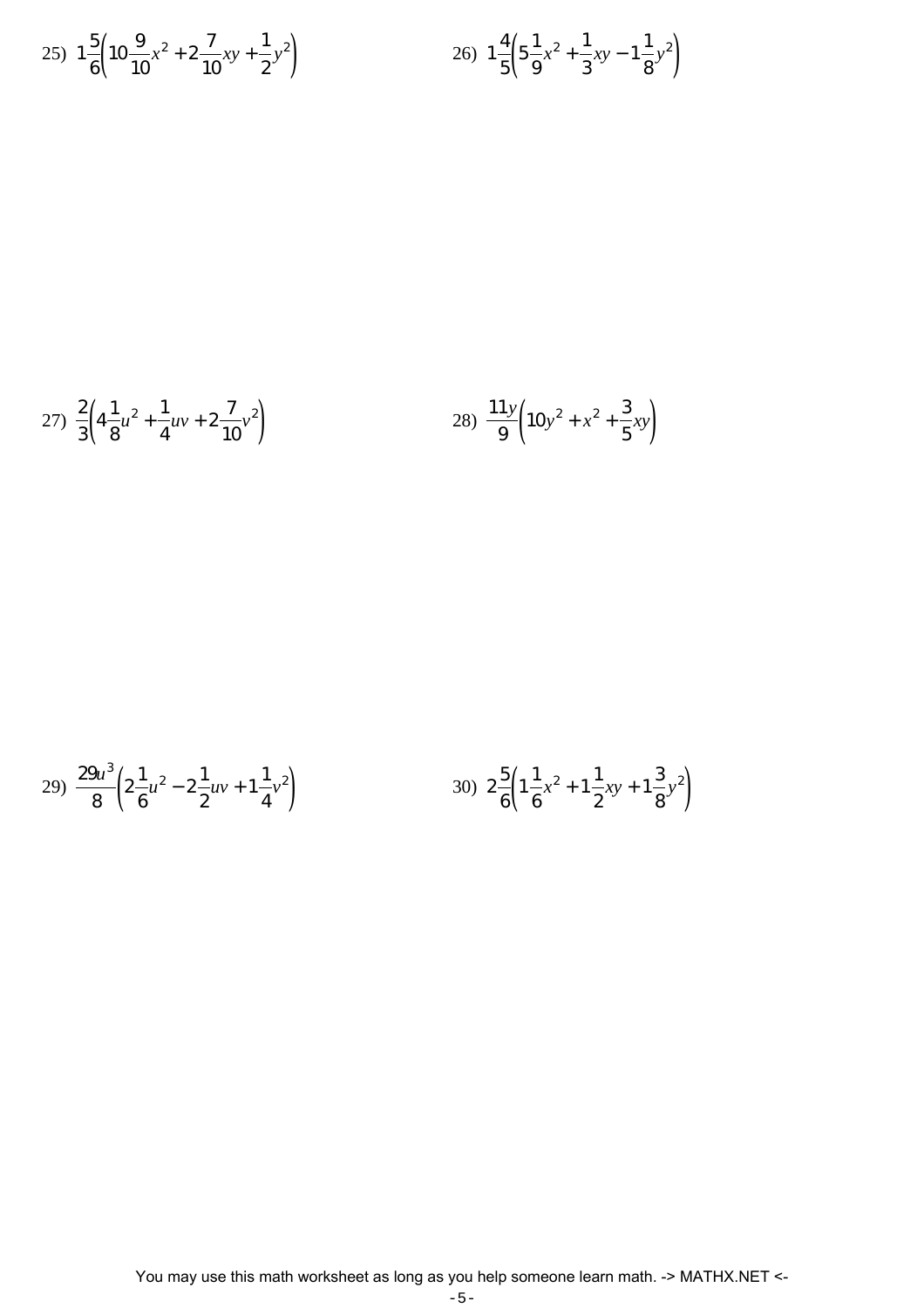25) $1\frac{5}{6}\left(10\frac{9}{10}x^2+2\frac{7}{10}xy+\frac{1}{2}y^2\right)$

26) $1\frac{4}{5}\left(5\frac{1}{9}x^2+\frac{1}{3}xy-1\frac{1}{8}y^2\right)$

27) $\frac{2}{3}\left(4\frac{1}{8}u^2+\frac{1}{4}uv+2\frac{7}{10}v^2\right)$

28) $\frac{11y}{9}\left(10y^2+x^2+\frac{3}{5}xy\right)$

29) $\frac{29u^3}{8}\left(2\frac{1}{6}u^2-2\frac{1}{2}uv+1\frac{1}{4}v^2\right)$

30) $2\frac{5}{6}\left(1\frac{1}{6}x^2+1\frac{1}{2}xy+1\frac{3}{8}y^2\right)$

You may use this math worksheet as long as you help someone learn math. -> MATHX.NET <-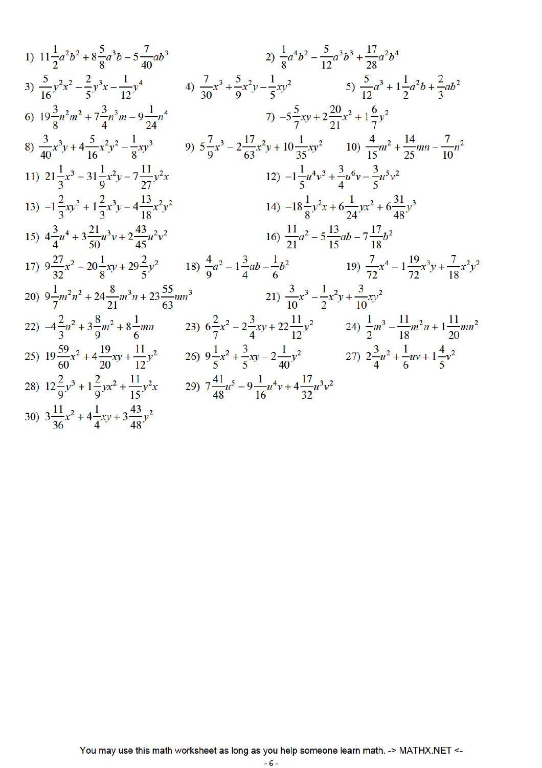1) $11\frac{1}{2}a^2b^2 + 8\frac{5}{8}a^3b - 5\frac{7}{40}ab^3$

2) $\frac{1}{8}a^4b^2 - \frac{5}{12}a^3b^3 + \frac{17}{28}a^2b^4$

3) $\frac{5}{16}y^2x^2 - \frac{2}{5}y^3x - \frac{1}{12}y^4$

4) $\frac{7}{30}x^3 + \frac{5}{9}x^2y - \frac{1}{5}xy^2$

5) $\frac{5}{12}a^3 + 1\frac{1}{2}a^2b + \frac{2}{3}ab^2$

6) $19\frac{3}{8}n^2m^2 + 7\frac{3}{4}n^3m - 9\frac{1}{24}n^4$

7) $-5\frac{5}{7}xy + 2\frac{20}{21}x^2 + 1\frac{6}{7}y^2$

8) $\frac{3}{40}x^3y + 4\frac{5}{16}x^2y^2 - \frac{1}{8}xy^3$

9) $5\frac{7}{9}x^3 - 2\frac{17}{63}x^2y + 10\frac{1}{35}xy^2$

10) $\frac{4}{15}m^2 + \frac{14}{25}mn - \frac{7}{10}n^2$

11) $21\frac{1}{3}x^3 - 31\frac{1}{9}x^2y - 7\frac{11}{27}y^2x$

12) $-1\frac{1}{5}u^4v^3 + \frac{3}{4}u^6v - \frac{3}{5}u^5v^2$

13) $-1\frac{2}{3}xy^3 + 1\frac{2}{3}x^3y - 4\frac{13}{18}x^2y^2$

14) $-18\frac{1}{8}y^2x + 6\frac{1}{24}yx^2 + 6\frac{31}{48}y^3$

15) $4\frac{3}{4}u^4 + 3\frac{21}{50}u^3v + 2\frac{43}{45}u^2v^2$

16) $\frac{11}{21}a^2 - 5\frac{13}{15}ab - 7\frac{17}{18}b^2$

17) $9\frac{27}{32}x^2 - 20\frac{1}{8}xy + 29\frac{2}{5}y^2$

18) $\frac{4}{9}a^2 - 1\frac{3}{4}ab - \frac{1}{6}b^2$

19) $\frac{7}{72}x^4 - 1\frac{19}{72}x^3y + \frac{7}{18}x^2y^2$

20) $9\frac{1}{7}m^2n^2 + 24\frac{8}{21}m^3n + 23\frac{55}{63}mn^3$

21) $\frac{3}{10}x^3 - \frac{1}{2}x^2y + \frac{3}{10}xy^2$

22) $-4\frac{2}{3}n^2 + 3\frac{8}{9}m^2 + 8\frac{1}{6}mn$

23) $6\frac{2}{7}x^2 - 2\frac{3}{4}xy + 22\frac{11}{12}y^2$

24) $\frac{1}{2}m^3 - \frac{11}{18}m^2n + 1\frac{11}{20}mn^2$

25) $19\frac{59}{60}x^2 + 4\frac{19}{20}xy + \frac{11}{12}y^2$

26) $9\frac{1}{5}x^2 + \frac{3}{5}xy - 2\frac{1}{40}y^2$

27) $2\frac{3}{4}u^2 + \frac{1}{6}uv + 1\frac{4}{5}v^2$

28) $12\frac{2}{9}y^3 + 1\frac{2}{9}yx^2 + \frac{11}{15}y^2x$

29) $7\frac{41}{48}u^5 - 9\frac{1}{16}u^4v + 4\frac{17}{32}u^3v^2$

30) $3\frac{11}{36}x^2 + 4\frac{1}{4}xy + 3\frac{43}{48}y^2$

You may use this math worksheet as long as you help someone learn math. -> MATHX.NET <-